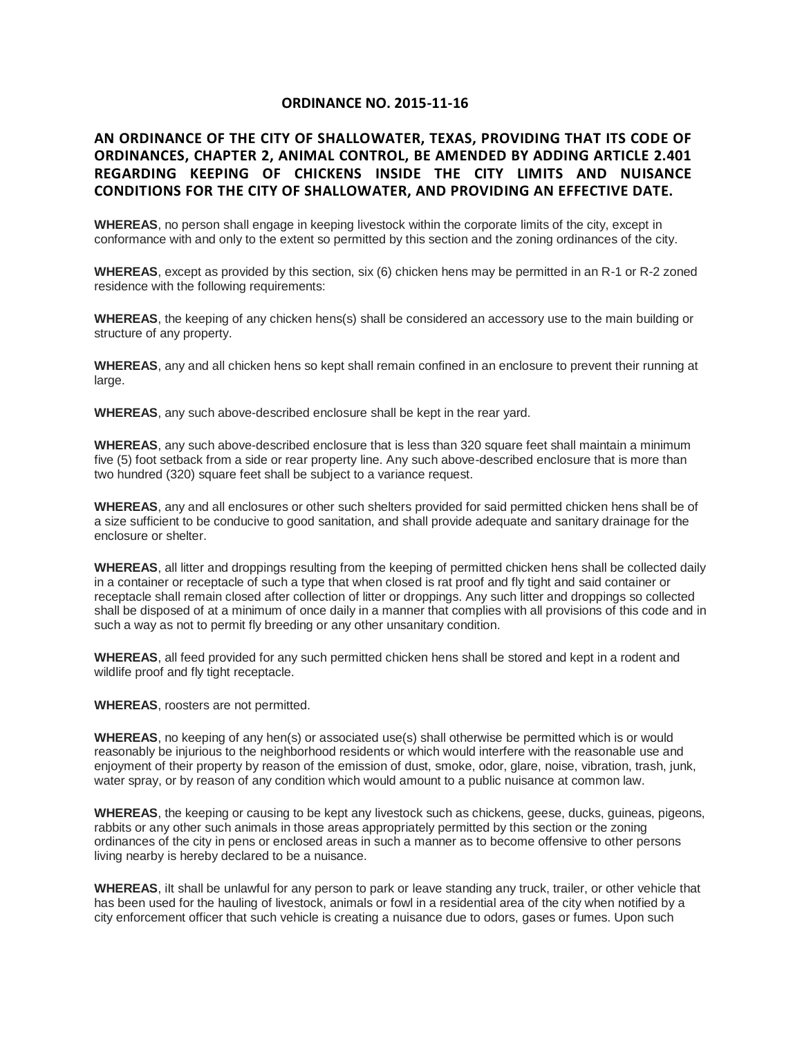# ORDINANCE NO. 2015-11-16

## AN ORDINANCE OF THE CITY OF SHALLOWATER, TEXAS, PROVIDING THAT ITS CODE OF ORDINANCES, CHAPTER 2, ANIMAL CONTROL, BE AMENDED BY ADDING ARTICLE 2.401 REGARDING KEEPING OF CHICKENS INSIDE THE CITY LIMITS AND NUISANCE CONDITIONS FOR THE CITY OF SHALLOWATER, AND PROVIDING AN EFFECTIVE DATE.

**WHEREAS**, no person shall engage in keeping livestock within the corporate limits of the city, except in conformance with and only to the extent so permitted by this section and the zoning ordinances of the city.

**WHEREAS**, except as provided by this section, six (6) chicken hens may be permitted in an R-1 or R-2 zoned residence with the following requirements:

**WHEREAS**, the keeping of any chicken hens(s) shall be considered an accessory use to the main building or structure of any property.

**WHEREAS**, any and all chicken hens so kept shall remain confined in an enclosure to prevent their running at large.

**WHEREAS**, any such above-described enclosure shall be kept in the rear yard.

**WHEREAS**, any such above-described enclosure that is less than 320 square feet shall maintain a minimum five (5) foot setback from a side or rear property line. Any such above-described enclosure that is more than two hundred (320) square feet shall be subject to a variance request.

**WHEREAS**, any and all enclosures or other such shelters provided for said permitted chicken hens shall be of a size sufficient to be conducive to good sanitation, and shall provide adequate and sanitary drainage for the enclosure or shelter.

**WHEREAS**, all litter and droppings resulting from the keeping of permitted chicken hens shall be collected daily in a container or receptacle of such a type that when closed is rat proof and fly tight and said container or receptacle shall remain closed after collection of litter or droppings. Any such litter and droppings so collected shall be disposed of at a minimum of once daily in a manner that complies with all provisions of this code and in such a way as not to permit fly breeding or any other unsanitary condition.

**WHEREAS**, all feed provided for any such permitted chicken hens shall be stored and kept in a rodent and wildlife proof and fly tight receptacle.

**WHEREAS**, roosters are not permitted.

**WHEREAS**, no keeping of any hen(s) or associated use(s) shall otherwise be permitted which is or would reasonably be injurious to the neighborhood residents or which would interfere with the reasonable use and enjoyment of their property by reason of the emission of dust, smoke, odor, glare, noise, vibration, trash, junk, water spray, or by reason of any condition which would amount to a public nuisance at common law.

**WHEREAS**, the keeping or causing to be kept any livestock such as chickens, geese, ducks, guineas, pigeons, rabbits or any other such animals in those areas appropriately permitted by this section or the zoning ordinances of the city in pens or enclosed areas in such a manner as to become offensive to other persons living nearby is hereby declared to be a nuisance.

**WHEREAS**, iIt shall be unlawful for any person to park or leave standing any truck, trailer, or other vehicle that has been used for the hauling of livestock, animals or fowl in a residential area of the city when notified by a city enforcement officer that such vehicle is creating a nuisance due to odors, gases or fumes. Upon such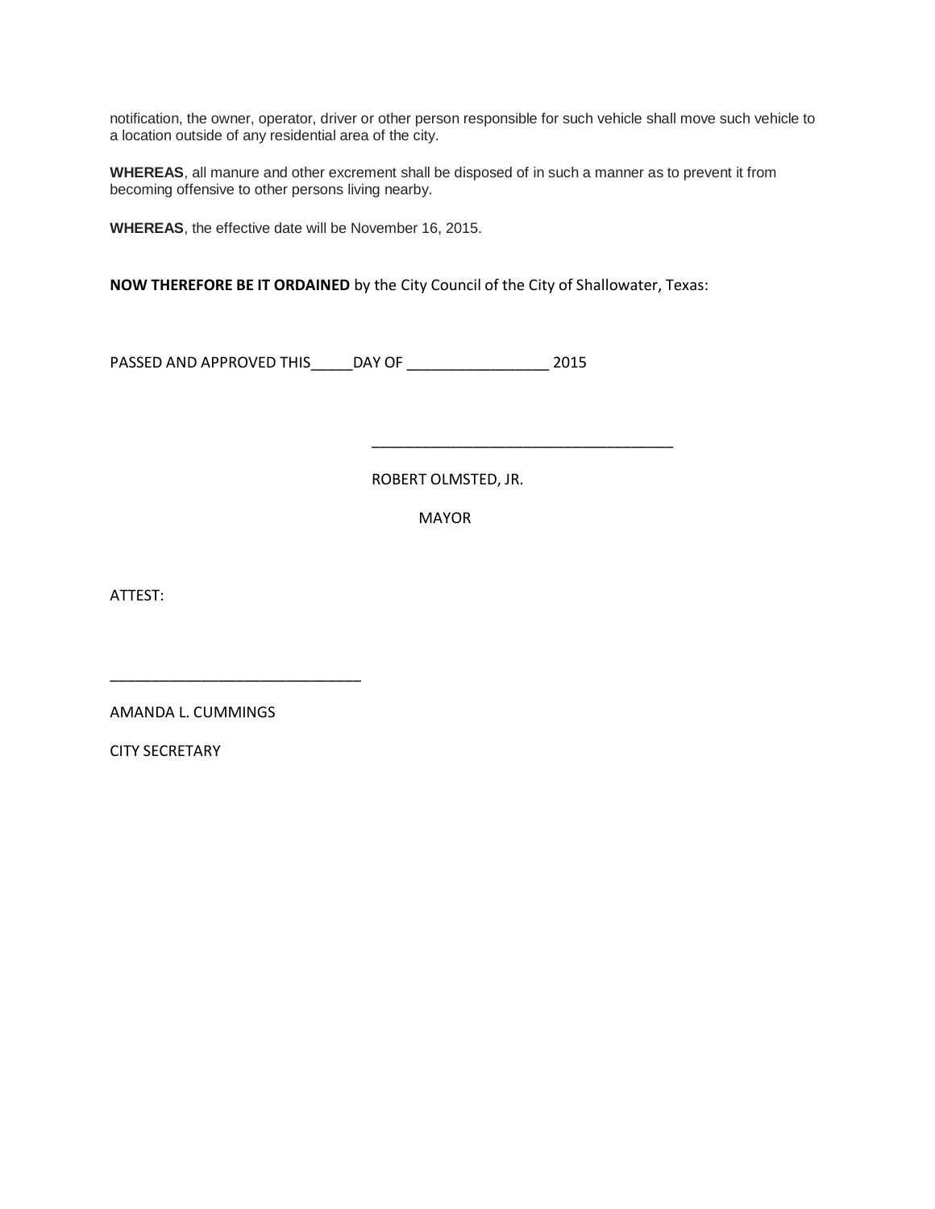notification, the owner, operator, driver or other person responsible for such vehicle shall move such vehicle to a location outside of any residential area of the city.

**WHEREAS**, all manure and other excrement shall be disposed of in such a manner as to prevent it from becoming offensive to other persons living nearby.

**WHEREAS**, the effective date will be November 16, 2015.

**NOW THEREFORE BE IT ORDAINED** by the City Council of the City of Shallowater, Texas:

PASSED AND APPROVED THIS_____DAY OF _________________ 2015

_____________________________________

ROBERT OLMSTED, JR.

MAYOR

ATTEST:

_______________________________

AMANDA L. CUMMINGS

CITY SECRETARY